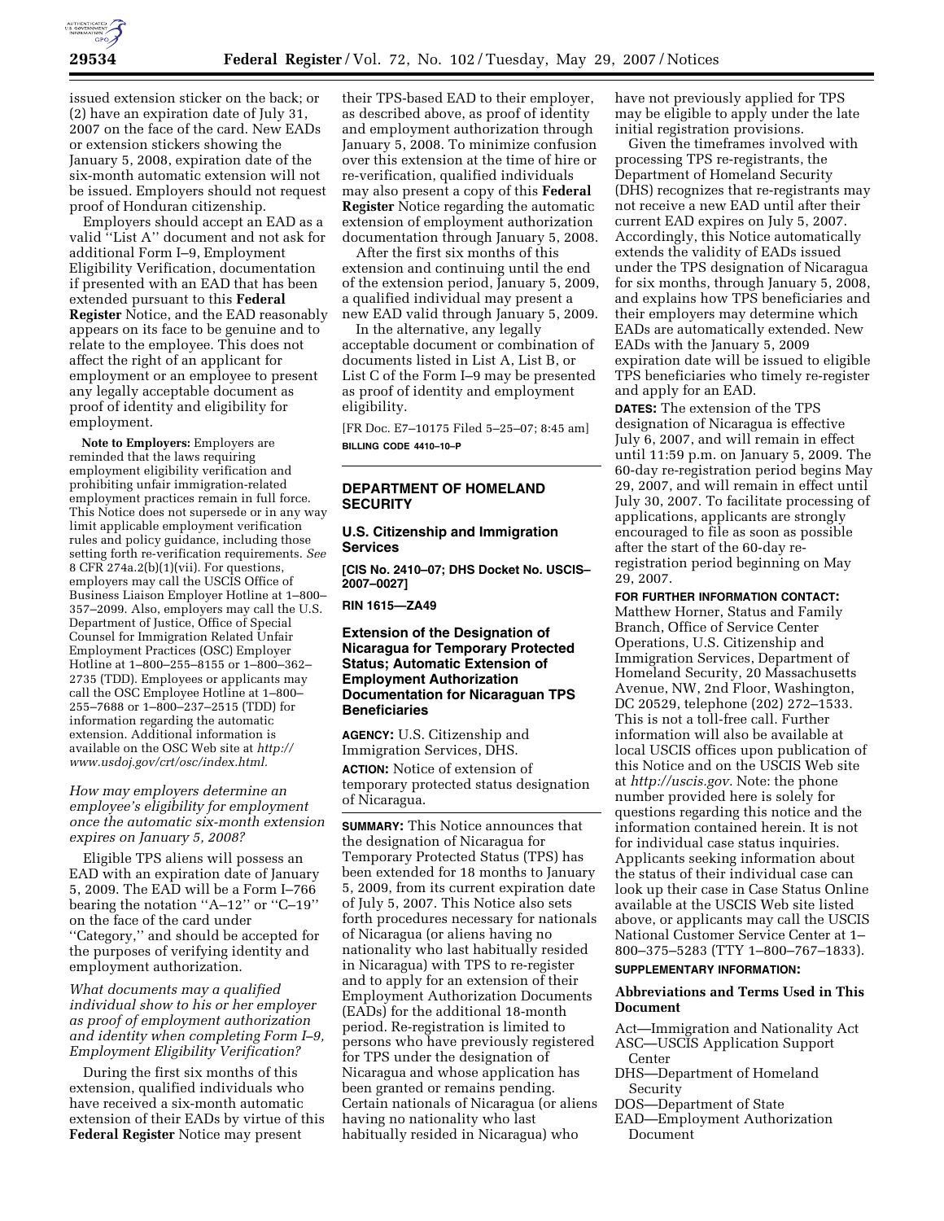issued extension sticker on the back; or (2) have an expiration date of July 31, 2007 on the face of the card. New EADs or extension stickers showing the January 5, 2008, expiration date of the six-month automatic extension will not be issued. Employers should not request proof of Honduran citizenship.

Employers should accept an EAD as a valid ''List A'' document and not ask for additional Form I–9, Employment Eligibility Verification, documentation if presented with an EAD that has been extended pursuant to this **Federal Register** Notice, and the EAD reasonably appears on its face to be genuine and to relate to the employee. This does not affect the right of an applicant for employment or an employee to present any legally acceptable document as proof of identity and eligibility for employment.

**Note to Employers:** Employers are reminded that the laws requiring employment eligibility verification and prohibiting unfair immigration-related employment practices remain in full force. This Notice does not supersede or in any way limit applicable employment verification rules and policy guidance, including those setting forth re-verification requirements. *See* 8 CFR 274a.2(b)(1)(vii). For questions, employers may call the USCIS Office of Business Liaison Employer Hotline at 1–800–357–2099. Also, employers may call the U.S. Department of Justice, Office of Special Counsel for Immigration Related Unfair Employment Practices (OSC) Employer Hotline at 1–800–255–8155 or 1–800–362–2735 (TDD). Employees or applicants may call the OSC Employee Hotline at 1–800–255–7688 or 1–800–237–2515 (TDD) for information regarding the automatic extension. Additional information is available on the OSC Web site at *http://www.usdoj.gov/crt/osc/index.html.*

### *How may employers determine an employee's eligibility for employment once the automatic six-month extension expires on January 5, 2008?*

Eligible TPS aliens will possess an EAD with an expiration date of January 5, 2009. The EAD will be a Form I–766 bearing the notation ''A–12'' or ''C–19'' on the face of the card under ''Category,'' and should be accepted for the purposes of verifying identity and employment authorization.

### *What documents may a qualified individual show to his or her employer as proof of employment authorization and identity when completing Form I–9, Employment Eligibility Verification?*

During the first six months of this extension, qualified individuals who have received a six-month automatic extension of their EADs by virtue of this **Federal Register** Notice may present their TPS-based EAD to their employer, as described above, as proof of identity and employment authorization through January 5, 2008. To minimize confusion over this extension at the time of hire or re-verification, qualified individuals may also present a copy of this **Federal Register** Notice regarding the automatic extension of employment authorization documentation through January 5, 2008.

After the first six months of this extension and continuing until the end of the extension period, January 5, 2009, a qualified individual may present a new EAD valid through January 5, 2009.

In the alternative, any legally acceptable document or combination of documents listed in List A, List B, or List C of the Form I–9 may be presented as proof of identity and employment eligibility.

[FR Doc. E7–10175 Filed 5–25–07; 8:45 am]

**BILLING CODE 4410–10–P**

---

## DEPARTMENT OF HOMELAND SECURITY

### U.S. Citizenship and Immigration Services

**[CIS No. 2410–07; DHS Docket No. USCIS–2007–0027]**

**RIN 1615—ZA49**

## Extension of the Designation of Nicaragua for Temporary Protected Status; Automatic Extension of Employment Authorization Documentation for Nicaraguan TPS Beneficiaries

**AGENCY:** U.S. Citizenship and Immigration Services, DHS.

**ACTION:** Notice of extension of temporary protected status designation of Nicaragua.

**SUMMARY:** This Notice announces that the designation of Nicaragua for Temporary Protected Status (TPS) has been extended for 18 months to January 5, 2009, from its current expiration date of July 5, 2007. This Notice also sets forth procedures necessary for nationals of Nicaragua (or aliens having no nationality who last habitually resided in Nicaragua) with TPS to re-register and to apply for an extension of their Employment Authorization Documents (EADs) for the additional 18-month period. Re-registration is limited to persons who have previously registered for TPS under the designation of Nicaragua and whose application has been granted or remains pending. Certain nationals of Nicaragua (or aliens having no nationality who last habitually resided in Nicaragua) who have not previously applied for TPS may be eligible to apply under the late initial registration provisions.

Given the timeframes involved with processing TPS re-registrants, the Department of Homeland Security (DHS) recognizes that re-registrants may not receive a new EAD until after their current EAD expires on July 5, 2007. Accordingly, this Notice automatically extends the validity of EADs issued under the TPS designation of Nicaragua for six months, through January 5, 2008, and explains how TPS beneficiaries and their employers may determine which EADs are automatically extended. New EADs with the January 5, 2009 expiration date will be issued to eligible TPS beneficiaries who timely re-register and apply for an EAD.

**DATES:** The extension of the TPS designation of Nicaragua is effective July 6, 2007, and will remain in effect until 11:59 p.m. on January 5, 2009. The 60-day re-registration period begins May 29, 2007, and will remain in effect until July 30, 2007. To facilitate processing of applications, applicants are strongly encouraged to file as soon as possible after the start of the 60-day re-registration period beginning on May 29, 2007.

**FOR FURTHER INFORMATION CONTACT:** Matthew Horner, Status and Family Branch, Office of Service Center Operations, U.S. Citizenship and Immigration Services, Department of Homeland Security, 20 Massachusetts Avenue, NW, 2nd Floor, Washington, DC 20529, telephone (202) 272–1533. This is not a toll-free call. Further information will also be available at local USCIS offices upon publication of this Notice and on the USCIS Web site at *http://uscis.gov.* Note: the phone number provided here is solely for questions regarding this notice and the information contained herein. It is not for individual case status inquiries. Applicants seeking information about the status of their individual case can look up their case in Case Status Online available at the USCIS Web site listed above, or applicants may call the USCIS National Customer Service Center at 1–800–375–5283 (TTY 1–800–767–1833).

**SUPPLEMENTARY INFORMATION:**

### Abbreviations and Terms Used in This Document

Act—Immigration and Nationality Act
ASC—USCIS Application Support Center
DHS—Department of Homeland Security
DOS—Department of State
EAD—Employment Authorization Document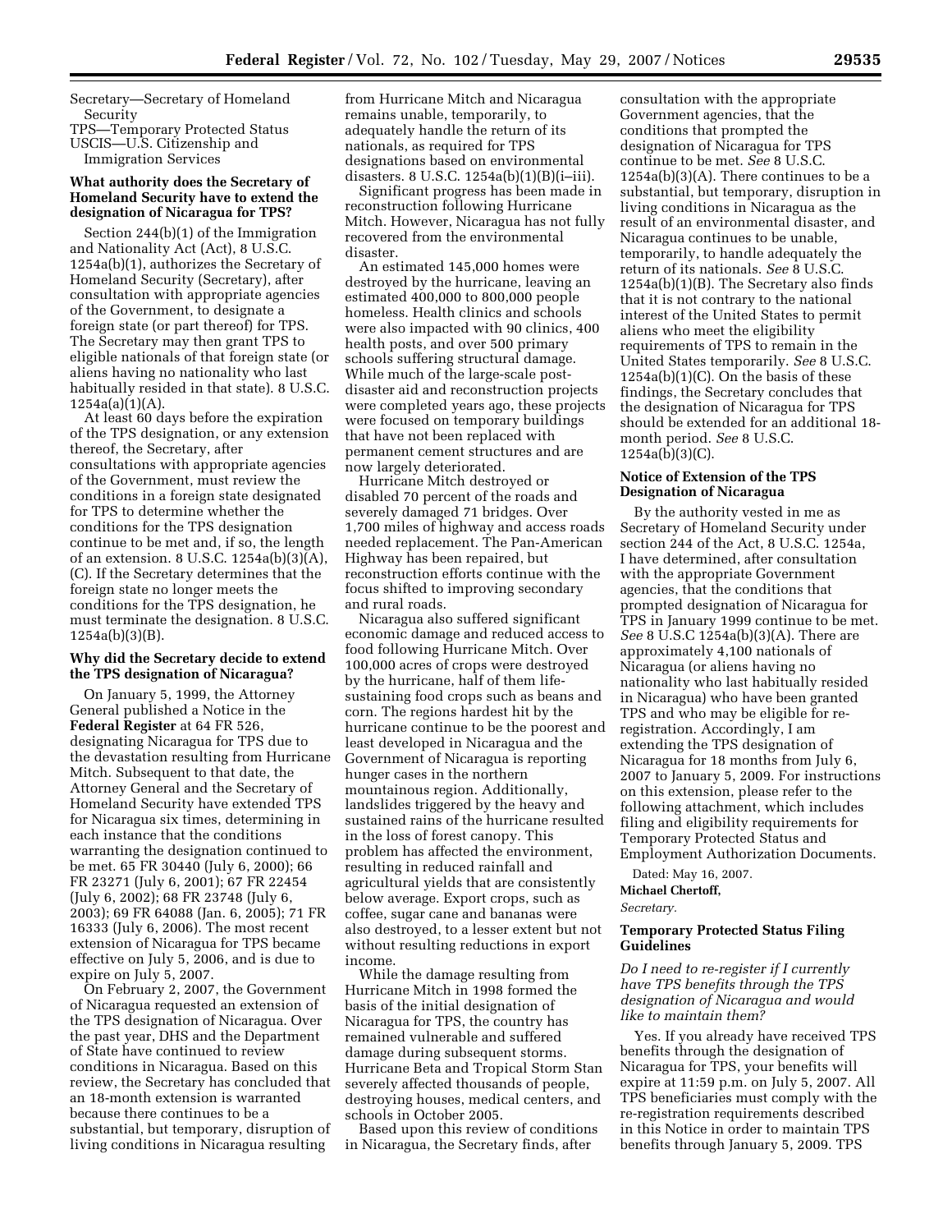Secretary—Secretary of Homeland Security
TPS—Temporary Protected Status
USCIS—U.S. Citizenship and Immigration Services

### What authority does the Secretary of Homeland Security have to extend the designation of Nicaragua for TPS?

Section 244(b)(1) of the Immigration and Nationality Act (Act), 8 U.S.C. 1254a(b)(1), authorizes the Secretary of Homeland Security (Secretary), after consultation with appropriate agencies of the Government, to designate a foreign state (or part thereof) for TPS. The Secretary may then grant TPS to eligible nationals of that foreign state (or aliens having no nationality who last habitually resided in that state). 8 U.S.C. 1254a(a)(1)(A).

At least 60 days before the expiration of the TPS designation, or any extension thereof, the Secretary, after consultations with appropriate agencies of the Government, must review the conditions in a foreign state designated for TPS to determine whether the conditions for the TPS designation continue to be met and, if so, the length of an extension. 8 U.S.C. 1254a(b)(3)(A), (C). If the Secretary determines that the foreign state no longer meets the conditions for the TPS designation, he must terminate the designation. 8 U.S.C. 1254a(b)(3)(B).

### Why did the Secretary decide to extend the TPS designation of Nicaragua?

On January 5, 1999, the Attorney General published a Notice in the **Federal Register** at 64 FR 526, designating Nicaragua for TPS due to the devastation resulting from Hurricane Mitch. Subsequent to that date, the Attorney General and the Secretary of Homeland Security have extended TPS for Nicaragua six times, determining in each instance that the conditions warranting the designation continued to be met. 65 FR 30440 (July 6, 2000); 66 FR 23271 (July 6, 2001); 67 FR 22454 (July 6, 2002); 68 FR 23748 (July 6, 2003); 69 FR 64088 (Jan. 6, 2005); 71 FR 16333 (July 6, 2006). The most recent extension of Nicaragua for TPS became effective on July 5, 2006, and is due to expire on July 5, 2007.

On February 2, 2007, the Government of Nicaragua requested an extension of the TPS designation of Nicaragua. Over the past year, DHS and the Department of State have continued to review conditions in Nicaragua. Based on this review, the Secretary has concluded that an 18-month extension is warranted because there continues to be a substantial, but temporary, disruption of living conditions in Nicaragua resulting from Hurricane Mitch and Nicaragua remains unable, temporarily, to adequately handle the return of its nationals, as required for TPS designations based on environmental disasters. 8 U.S.C. 1254a(b)(1)(B)(i–iii).

Significant progress has been made in reconstruction following Hurricane Mitch. However, Nicaragua has not fully recovered from the environmental disaster.

An estimated 145,000 homes were destroyed by the hurricane, leaving an estimated 400,000 to 800,000 people homeless. Health clinics and schools were also impacted with 90 clinics, 400 health posts, and over 500 primary schools suffering structural damage. While much of the large-scale post-disaster aid and reconstruction projects were completed years ago, these projects were focused on temporary buildings that have not been replaced with permanent cement structures and are now largely deteriorated.

Hurricane Mitch destroyed or disabled 70 percent of the roads and severely damaged 71 bridges. Over 1,700 miles of highway and access roads needed replacement. The Pan-American Highway has been repaired, but reconstruction efforts continue with the focus shifted to improving secondary and rural roads.

Nicaragua also suffered significant economic damage and reduced access to food following Hurricane Mitch. Over 100,000 acres of crops were destroyed by the hurricane, half of them life-sustaining food crops such as beans and corn. The regions hardest hit by the hurricane continue to be the poorest and least developed in Nicaragua and the Government of Nicaragua is reporting hunger cases in the northern mountainous region. Additionally, landslides triggered by the heavy and sustained rains of the hurricane resulted in the loss of forest canopy. This problem has affected the environment, resulting in reduced rainfall and agricultural yields that are consistently below average. Export crops, such as coffee, sugar cane and bananas were also destroyed, to a lesser extent but not without resulting reductions in export income.

While the damage resulting from Hurricane Mitch in 1998 formed the basis of the initial designation of Nicaragua for TPS, the country has remained vulnerable and suffered damage during subsequent storms. Hurricane Beta and Tropical Storm Stan severely affected thousands of people, destroying houses, medical centers, and schools in October 2005.

Based upon this review of conditions in Nicaragua, the Secretary finds, after consultation with the appropriate Government agencies, that the conditions that prompted the designation of Nicaragua for TPS continue to be met. *See* 8 U.S.C. 1254a(b)(3)(A). There continues to be a substantial, but temporary, disruption in living conditions in Nicaragua as the result of an environmental disaster, and Nicaragua continues to be unable, temporarily, to handle adequately the return of its nationals. *See* 8 U.S.C. 1254a(b)(1)(B). The Secretary also finds that it is not contrary to the national interest of the United States to permit aliens who meet the eligibility requirements of TPS to remain in the United States temporarily. *See* 8 U.S.C. 1254a(b)(1)(C). On the basis of these findings, the Secretary concludes that the designation of Nicaragua for TPS should be extended for an additional 18-month period. *See* 8 U.S.C. 1254a(b)(3)(C).

### Notice of Extension of the TPS Designation of Nicaragua

By the authority vested in me as Secretary of Homeland Security under section 244 of the Act, 8 U.S.C. 1254a, I have determined, after consultation with the appropriate Government agencies, that the conditions that prompted designation of Nicaragua for TPS in January 1999 continue to be met. *See* 8 U.S.C 1254a(b)(3)(A). There are approximately 4,100 nationals of Nicaragua (or aliens having no nationality who last habitually resided in Nicaragua) who have been granted TPS and who may be eligible for re-registration. Accordingly, I am extending the TPS designation of Nicaragua for 18 months from July 6, 2007 to January 5, 2009. For instructions on this extension, please refer to the following attachment, which includes filing and eligibility requirements for Temporary Protected Status and Employment Authorization Documents.

Dated: May 16, 2007.

**Michael Chertoff,**

*Secretary.*

### Temporary Protected Status Filing Guidelines

*Do I need to re-register if I currently have TPS benefits through the TPS designation of Nicaragua and would like to maintain them?*

Yes. If you already have received TPS benefits through the designation of Nicaragua for TPS, your benefits will expire at 11:59 p.m. on July 5, 2007. All TPS beneficiaries must comply with the re-registration requirements described in this Notice in order to maintain TPS benefits through January 5, 2009. TPS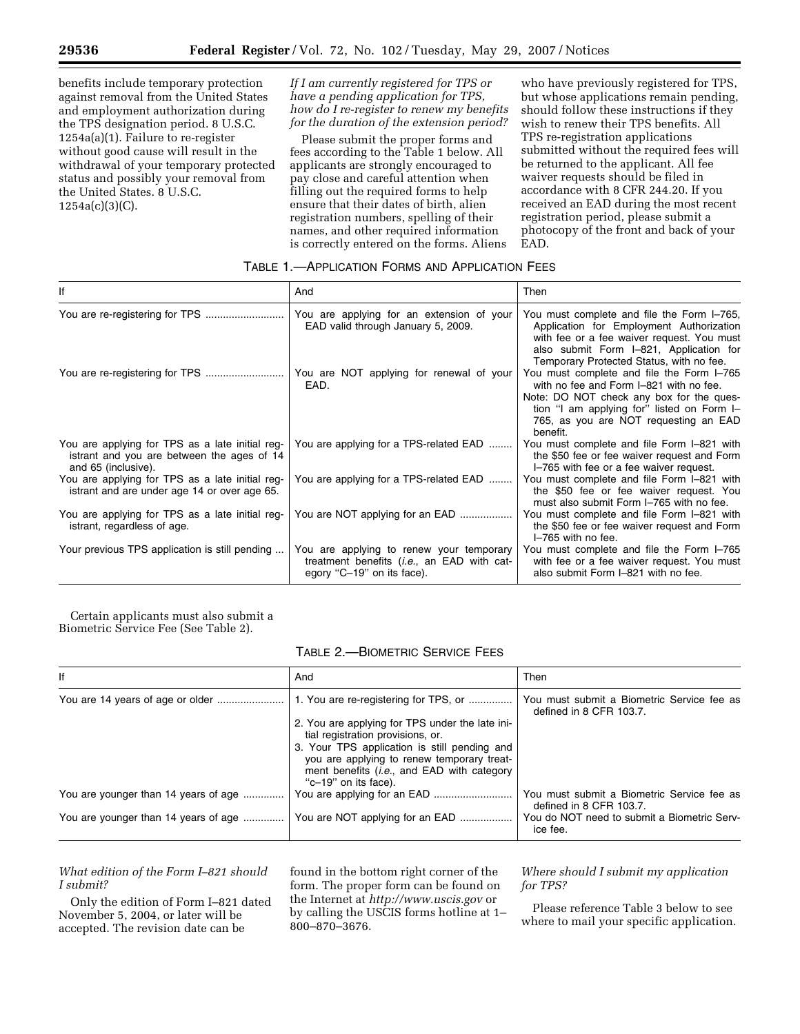benefits include temporary protection against removal from the United States and employment authorization during the TPS designation period. 8 U.S.C. 1254a(a)(1). Failure to re-register without good cause will result in the withdrawal of your temporary protected status and possibly your removal from the United States. 8 U.S.C. 1254a(c)(3)(C).

*If I am currently registered for TPS or have a pending application for TPS, how do I re-register to renew my benefits for the duration of the extension period?*

Please submit the proper forms and fees according to the Table 1 below. All applicants are strongly encouraged to pay close and careful attention when filling out the required forms to help ensure that their dates of birth, alien registration numbers, spelling of their names, and other required information is correctly entered on the forms. Aliens who have previously registered for TPS, but whose applications remain pending, should follow these instructions if they wish to renew their TPS benefits. All TPS re-registration applications submitted without the required fees will be returned to the applicant. All fee waiver requests should be filed in accordance with 8 CFR 244.20. If you received an EAD during the most recent registration period, please submit a photocopy of the front and back of your EAD.

TABLE 1.—APPLICATION FORMS AND APPLICATION FEES

| If | And | Then |
|---|---|---|
| You are re-registering for TPS | You are applying for an extension of your EAD valid through January 5, 2009. | You must complete and file the Form I–765, Application for Employment Authorization with fee or a fee waiver request. You must also submit Form I–821, Application for Temporary Protected Status, with no fee. |
| You are re-registering for TPS | You are NOT applying for renewal of your EAD. | You must complete and file the Form I–765 with no fee and Form I–821 with no fee. Note: DO NOT check any box for the question "I am applying for" listed on Form I–765, as you are NOT requesting an EAD benefit. |
| You are applying for TPS as a late initial registrant and you are between the ages of 14 and 65 (inclusive). | You are applying for a TPS-related EAD | You must complete and file Form I–821 with the $50 fee or fee waiver request and Form I–765 with fee or a fee waiver request. |
| You are applying for TPS as a late initial registrant and are under age 14 or over age 65. | You are applying for a TPS-related EAD | You must complete and file Form I–821 with the $50 fee or fee waiver request. You must also submit Form I–765 with no fee. |
| You are applying for TPS as a late initial registrant, regardless of age. | You are NOT applying for an EAD | You must complete and file Form I–821 with the $50 fee or fee waiver request and Form I–765 with no fee. |
| Your previous TPS application is still pending ... | You are applying to renew your temporary treatment benefits (*i.e.*, an EAD with category "C–19" on its face). | You must complete and file the Form I–765 with fee or a fee waiver request. You must also submit Form I–821 with no fee. |

Certain applicants must also submit a Biometric Service Fee (See Table 2).

TABLE 2.—BIOMETRIC SERVICE FEES

| If | And | Then |
|---|---|---|
| You are 14 years of age or older | 1. You are re-registering for TPS, or<br>2. You are applying for TPS under the late initial registration provisions, or.<br>3. Your TPS application is still pending and you are applying to renew temporary treatment benefits (*i.e.*, and EAD with category "c–19" on its face). | You must submit a Biometric Service fee as defined in 8 CFR 103.7. |
| You are younger than 14 years of age | You are applying for an EAD | You must submit a Biometric Service fee as defined in 8 CFR 103.7. |
| You are younger than 14 years of age | You are NOT applying for an EAD | You do NOT need to submit a Biometric Service fee. |

*What edition of the Form I–821 should I submit?*

Only the edition of Form I–821 dated November 5, 2004, or later will be accepted. The revision date can be found in the bottom right corner of the form. The proper form can be found on the Internet at *http://www.uscis.gov* or by calling the USCIS forms hotline at 1–800–870–3676.

*Where should I submit my application for TPS?*

Please reference Table 3 below to see where to mail your specific application.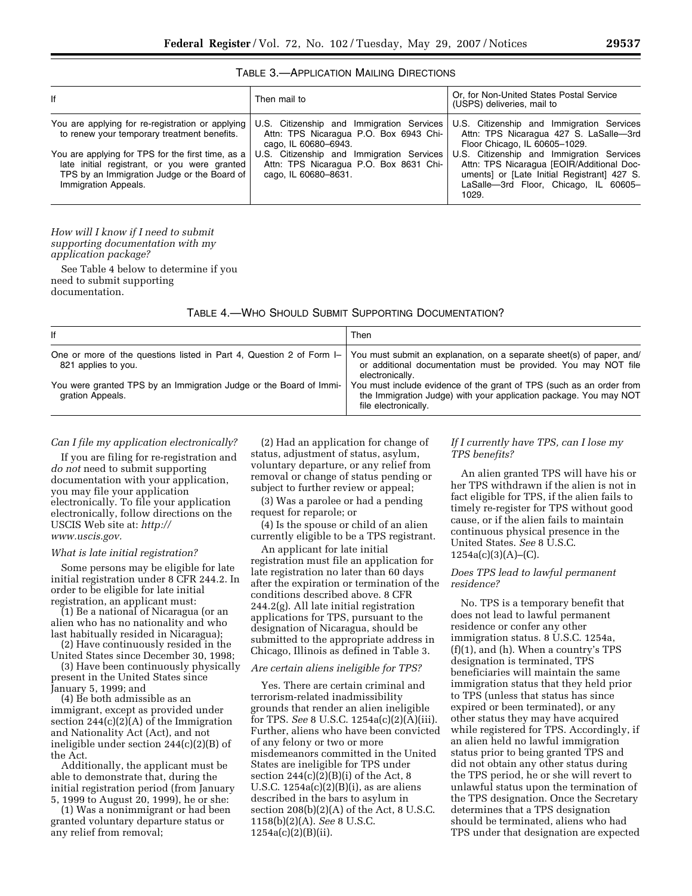TABLE 3.—APPLICATION MAILING DIRECTIONS

| If | Then mail to | Or, for Non-United States Postal Service (USPS) deliveries, mail to |
|---|---|---|
| You are applying for re-registration or applying to renew your temporary treatment benefits. | U.S. Citizenship and Immigration Services Attn: TPS Nicaragua P.O. Box 6943 Chicago, IL 60680–6943. | U.S. Citizenship and Immigration Services Attn: TPS Nicaragua 427 S. LaSalle—3rd Floor Chicago, IL 60605–1029. |
| You are applying for TPS for the first time, as a late initial registrant, or you were granted TPS by an Immigration Judge or the Board of Immigration Appeals. | U.S. Citizenship and Immigration Services Attn: TPS Nicaragua P.O. Box 8631 Chicago, IL 60680–8631. | U.S. Citizenship and Immigration Services Attn: TPS Nicaragua [EOIR/Additional Documents] or [Late Initial Registrant] 427 S. LaSalle—3rd Floor, Chicago, IL 60605–1029. |

*How will I know if I need to submit supporting documentation with my application package?*

See Table 4 below to determine if you need to submit supporting documentation.

TABLE 4.—WHO SHOULD SUBMIT SUPPORTING DOCUMENTATION?

| If | Then |
|---|---|
| One or more of the questions listed in Part 4, Question 2 of Form I–821 applies to you. | You must submit an explanation, on a separate sheet(s) of paper, and/or additional documentation must be provided. You may NOT file electronically. |
| You were granted TPS by an Immigration Judge or the Board of Immigration Appeals. | You must include evidence of the grant of TPS (such as an order from the Immigration Judge) with your application package. You may NOT file electronically. |

*Can I file my application electronically?*

If you are filing for re-registration and *do not* need to submit supporting documentation with your application, you may file your application electronically. To file your application electronically, follow directions on the USCIS Web site at: *http://www.uscis.gov.*

*What is late initial registration?*

Some persons may be eligible for late initial registration under 8 CFR 244.2. In order to be eligible for late initial registration, an applicant must:

(1) Be a national of Nicaragua (or an alien who has no nationality and who last habitually resided in Nicaragua);

(2) Have continuously resided in the United States since December 30, 1998;

(3) Have been continuously physically present in the United States since January 5, 1999; and

(4) Be both admissible as an immigrant, except as provided under section 244(c)(2)(A) of the Immigration and Nationality Act (Act), and not ineligible under section 244(c)(2)(B) of the Act.

Additionally, the applicant must be able to demonstrate that, during the initial registration period (from January 5, 1999 to August 20, 1999), he or she:

(1) Was a nonimmigrant or had been granted voluntary departure status or any relief from removal;

(2) Had an application for change of status, adjustment of status, asylum, voluntary departure, or any relief from removal or change of status pending or subject to further review or appeal;

(3) Was a parolee or had a pending request for reparole; or

(4) Is the spouse or child of an alien currently eligible to be a TPS registrant.

An applicant for late initial registration must file an application for late registration no later than 60 days after the expiration or termination of the conditions described above. 8 CFR 244.2(g). All late initial registration applications for TPS, pursuant to the designation of Nicaragua, should be submitted to the appropriate address in Chicago, Illinois as defined in Table 3.

*Are certain aliens ineligible for TPS?*

Yes. There are certain criminal and terrorism-related inadmissibility grounds that render an alien ineligible for TPS. *See* 8 U.S.C. 1254a(c)(2)(A)(iii). Further, aliens who have been convicted of any felony or two or more misdemeanors committed in the United States are ineligible for TPS under section 244(c)(2)(B)(i) of the Act, 8 U.S.C. 1254a(c)(2)(B)(i), as are aliens described in the bars to asylum in section 208(b)(2)(A) of the Act, 8 U.S.C. 1158(b)(2)(A). *See* 8 U.S.C. 1254a(c)(2)(B)(ii).

*If I currently have TPS, can I lose my TPS benefits?*

An alien granted TPS will have his or her TPS withdrawn if the alien is not in fact eligible for TPS, if the alien fails to timely re-register for TPS without good cause, or if the alien fails to maintain continuous physical presence in the United States. *See* 8 U.S.C. 1254a(c)(3)(A)–(C).

*Does TPS lead to lawful permanent residence?*

No. TPS is a temporary benefit that does not lead to lawful permanent residence or confer any other immigration status. 8 U.S.C. 1254a, (f)(1), and (h). When a country's TPS designation is terminated, TPS beneficiaries will maintain the same immigration status that they held prior to TPS (unless that status has since expired or been terminated), or any other status they may have acquired while registered for TPS. Accordingly, if an alien held no lawful immigration status prior to being granted TPS and did not obtain any other status during the TPS period, he or she will revert to unlawful status upon the termination of the TPS designation. Once the Secretary determines that a TPS designation should be terminated, aliens who had TPS under that designation are expected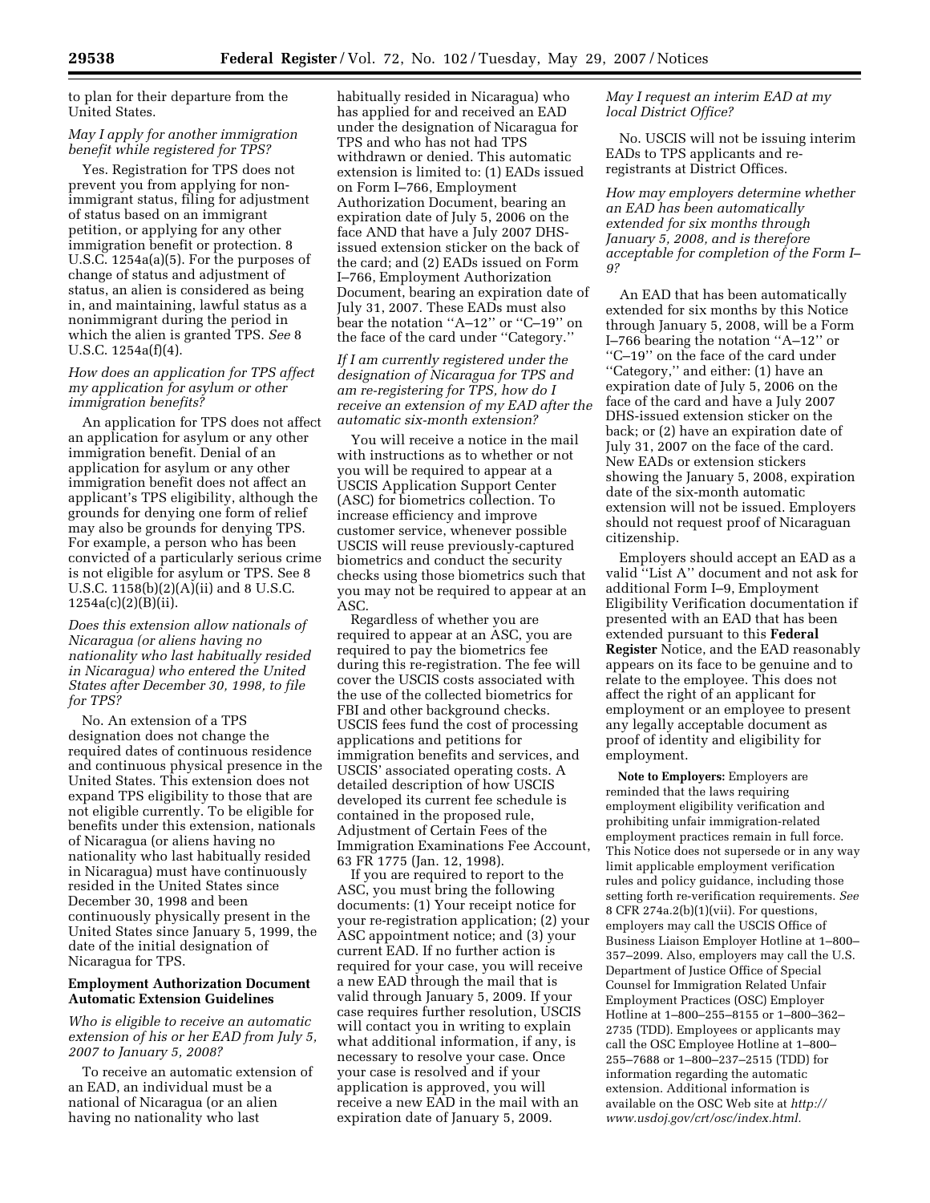to plan for their departure from the United States.

*May I apply for another immigration benefit while registered for TPS?*

Yes. Registration for TPS does not prevent you from applying for non-immigrant status, filing for adjustment of status based on an immigrant petition, or applying for any other immigration benefit or protection. 8 U.S.C. 1254a(a)(5). For the purposes of change of status and adjustment of status, an alien is considered as being in, and maintaining, lawful status as a nonimmigrant during the period in which the alien is granted TPS. *See* 8 U.S.C. 1254a(f)(4).

*How does an application for TPS affect my application for asylum or other immigration benefits?*

An application for TPS does not affect an application for asylum or any other immigration benefit. Denial of an application for asylum or any other immigration benefit does not affect an applicant's TPS eligibility, although the grounds for denying one form of relief may also be grounds for denying TPS. For example, a person who has been convicted of a particularly serious crime is not eligible for asylum or TPS. See 8 U.S.C. 1158(b)(2)(A)(ii) and 8 U.S.C. 1254a(c)(2)(B)(ii).

*Does this extension allow nationals of Nicaragua (or aliens having no nationality who last habitually resided in Nicaragua) who entered the United States after December 30, 1998, to file for TPS?*

No. An extension of a TPS designation does not change the required dates of continuous residence and continuous physical presence in the United States. This extension does not expand TPS eligibility to those that are not eligible currently. To be eligible for benefits under this extension, nationals of Nicaragua (or aliens having no nationality who last habitually resided in Nicaragua) must have continuously resided in the United States since December 30, 1998 and been continuously physically present in the United States since January 5, 1999, the date of the initial designation of Nicaragua for TPS.

## Employment Authorization Document Automatic Extension Guidelines

*Who is eligible to receive an automatic extension of his or her EAD from July 5, 2007 to January 5, 2008?*

To receive an automatic extension of an EAD, an individual must be a national of Nicaragua (or an alien having no nationality who last habitually resided in Nicaragua) who has applied for and received an EAD under the designation of Nicaragua for TPS and who has not had TPS withdrawn or denied. This automatic extension is limited to: (1) EADs issued on Form I–766, Employment Authorization Document, bearing an expiration date of July 5, 2006 on the face AND that have a July 2007 DHS-issued extension sticker on the back of the card; and (2) EADs issued on Form I–766, Employment Authorization Document, bearing an expiration date of July 31, 2007. These EADs must also bear the notation ''A–12'' or ''C–19'' on the face of the card under ''Category.''

*If I am currently registered under the designation of Nicaragua for TPS and am re-registering for TPS, how do I receive an extension of my EAD after the automatic six-month extension?*

You will receive a notice in the mail with instructions as to whether or not you will be required to appear at a USCIS Application Support Center (ASC) for biometrics collection. To increase efficiency and improve customer service, whenever possible USCIS will reuse previously-captured biometrics and conduct the security checks using those biometrics such that you may not be required to appear at an ASC.

Regardless of whether you are required to appear at an ASC, you are required to pay the biometrics fee during this re-registration. The fee will cover the USCIS costs associated with the use of the collected biometrics for FBI and other background checks. USCIS fees fund the cost of processing applications and petitions for immigration benefits and services, and USCIS' associated operating costs. A detailed description of how USCIS developed its current fee schedule is contained in the proposed rule, Adjustment of Certain Fees of the Immigration Examinations Fee Account, 63 FR 1775 (Jan. 12, 1998).

If you are required to report to the ASC, you must bring the following documents: (1) Your receipt notice for your re-registration application; (2) your ASC appointment notice; and (3) your current EAD. If no further action is required for your case, you will receive a new EAD through the mail that is valid through January 5, 2009. If your case requires further resolution, USCIS will contact you in writing to explain what additional information, if any, is necessary to resolve your case. Once your case is resolved and if your application is approved, you will receive a new EAD in the mail with an expiration date of January 5, 2009.

*May I request an interim EAD at my local District Office?*

No. USCIS will not be issuing interim EADs to TPS applicants and re-registrants at District Offices.

*How may employers determine whether an EAD has been automatically extended for six months through January 5, 2008, and is therefore acceptable for completion of the Form I–9?*

An EAD that has been automatically extended for six months by this Notice through January 5, 2008, will be a Form I–766 bearing the notation ''A–12'' or ''C–19'' on the face of the card under ''Category,'' and either: (1) have an expiration date of July 5, 2006 on the face of the card and have a July 2007 DHS-issued extension sticker on the back; or (2) have an expiration date of July 31, 2007 on the face of the card. New EADs or extension stickers showing the January 5, 2008, expiration date of the six-month automatic extension will not be issued. Employers should not request proof of Nicaraguan citizenship.

Employers should accept an EAD as a valid ''List A'' document and not ask for additional Form I–9, Employment Eligibility Verification documentation if presented with an EAD that has been extended pursuant to this **Federal Register** Notice, and the EAD reasonably appears on its face to be genuine and to relate to the employee. This does not affect the right of an applicant for employment or an employee to present any legally acceptable document as proof of identity and eligibility for employment.

**Note to Employers:** Employers are reminded that the laws requiring employment eligibility verification and prohibiting unfair immigration-related employment practices remain in full force. This Notice does not supersede or in any way limit applicable employment verification rules and policy guidance, including those setting forth re-verification requirements. *See* 8 CFR 274a.2(b)(1)(vii). For questions, employers may call the USCIS Office of Business Liaison Employer Hotline at 1–800–357–2099. Also, employers may call the U.S. Department of Justice Office of Special Counsel for Immigration Related Unfair Employment Practices (OSC) Employer Hotline at 1–800–255–8155 or 1–800–362–2735 (TDD). Employees or applicants may call the OSC Employee Hotline at 1–800–255–7688 or 1–800–237–2515 (TDD) for information regarding the automatic extension. Additional information is available on the OSC Web site at *http://www.usdoj.gov/crt/osc/index.html.*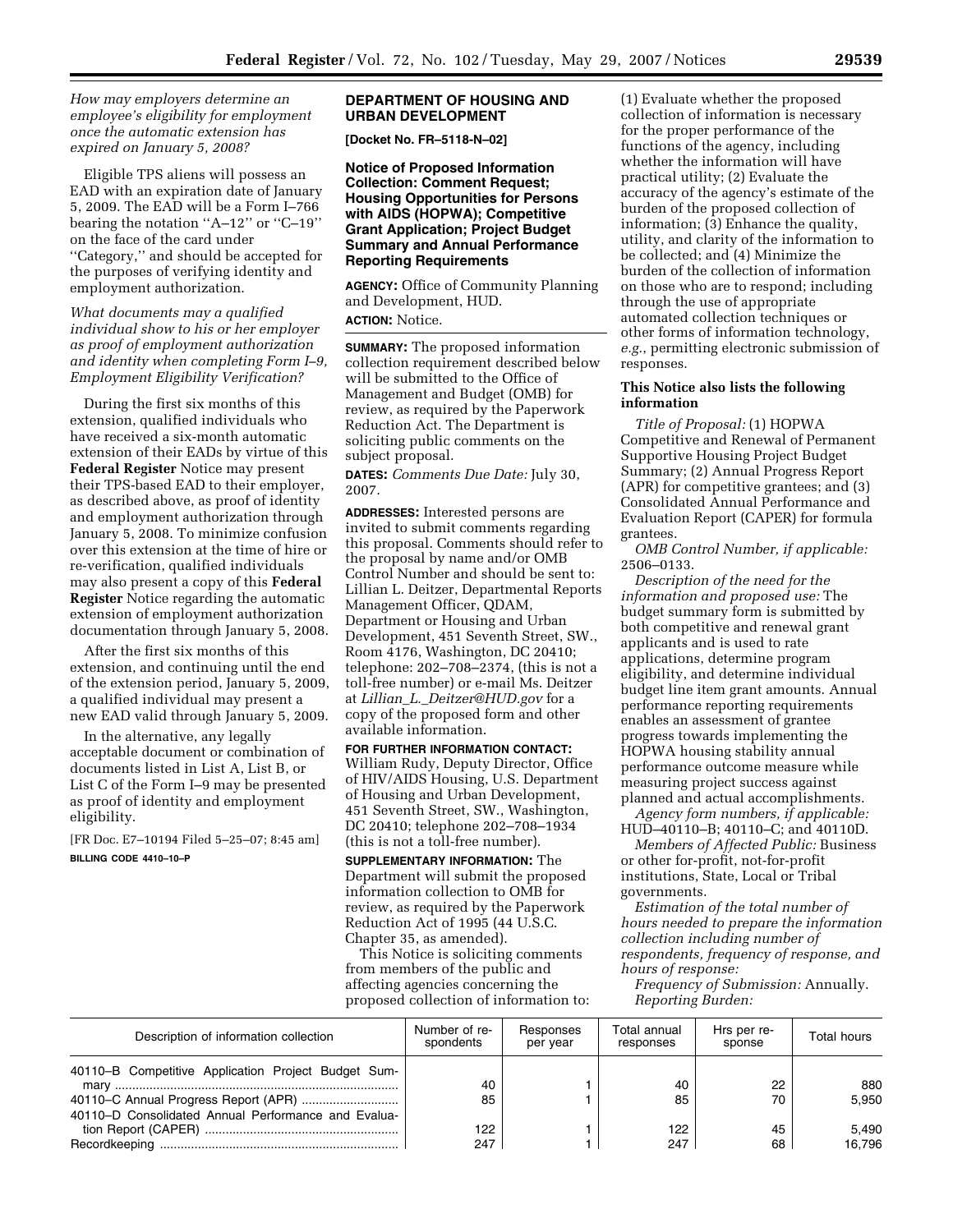*How may employers determine an employee's eligibility for employment once the automatic extension has expired on January 5, 2008?*

Eligible TPS aliens will possess an EAD with an expiration date of January 5, 2009. The EAD will be a Form I–766 bearing the notation ''A–12'' or ''C–19'' on the face of the card under ''Category,'' and should be accepted for the purposes of verifying identity and employment authorization.

*What documents may a qualified individual show to his or her employer as proof of employment authorization and identity when completing Form I–9, Employment Eligibility Verification?*

During the first six months of this extension, qualified individuals who have received a six-month automatic extension of their EADs by virtue of this **Federal Register** Notice may present their TPS-based EAD to their employer, as described above, as proof of identity and employment authorization through January 5, 2008. To minimize confusion over this extension at the time of hire or re-verification, qualified individuals may also present a copy of this **Federal Register** Notice regarding the automatic extension of employment authorization documentation through January 5, 2008.

After the first six months of this extension, and continuing until the end of the extension period, January 5, 2009, a qualified individual may present a new EAD valid through January 5, 2009.

In the alternative, any legally acceptable document or combination of documents listed in List A, List B, or List C of the Form I–9 may be presented as proof of identity and employment eligibility.

[FR Doc. E7–10194 Filed 5–25–07; 8:45 am]

**BILLING CODE 4410–10–P**

## DEPARTMENT OF HOUSING AND URBAN DEVELOPMENT

**[Docket No. FR–5118–N–02]**

### Notice of Proposed Information Collection: Comment Request; Housing Opportunities for Persons with AIDS (HOPWA); Competitive Grant Application; Project Budget Summary and Annual Performance Reporting Requirements

**AGENCY:** Office of Community Planning and Development, HUD.

**ACTION:** Notice.

**SUMMARY:** The proposed information collection requirement described below will be submitted to the Office of Management and Budget (OMB) for review, as required by the Paperwork Reduction Act. The Department is soliciting public comments on the subject proposal.

**DATES:** *Comments Due Date:* July 30, 2007.

**ADDRESSES:** Interested persons are invited to submit comments regarding this proposal. Comments should refer to the proposal by name and/or OMB Control Number and should be sent to: Lillian L. Deitzer, Departmental Reports Management Officer, QDAM, Department or Housing and Urban Development, 451 Seventh Street, SW., Room 4176, Washington, DC 20410; telephone: 202–708–2374, (this is not a toll-free number) or e-mail Ms. Deitzer at *Lillian_L._Deitzer@HUD.gov* for a copy of the proposed form and other available information.

**FOR FURTHER INFORMATION CONTACT:** William Rudy, Deputy Director, Office of HIV/AIDS Housing, U.S. Department of Housing and Urban Development, 451 Seventh Street, SW., Washington, DC 20410; telephone 202–708–1934 (this is not a toll-free number).

**SUPPLEMENTARY INFORMATION:** The Department will submit the proposed information collection to OMB for review, as required by the Paperwork Reduction Act of 1995 (44 U.S.C. Chapter 35, as amended).

This Notice is soliciting comments from members of the public and affecting agencies concerning the proposed collection of information to: (1) Evaluate whether the proposed collection of information is necessary for the proper performance of the functions of the agency, including whether the information will have practical utility; (2) Evaluate the accuracy of the agency's estimate of the burden of the proposed collection of information; (3) Enhance the quality, utility, and clarity of the information to be collected; and (4) Minimize the burden of the collection of information on those who are to respond; including through the use of appropriate automated collection techniques or other forms of information technology, *e.g.*, permitting electronic submission of responses.

**This Notice also lists the following information**

*Title of Proposal:* (1) HOPWA Competitive and Renewal of Permanent Supportive Housing Project Budget Summary; (2) Annual Progress Report (APR) for competitive grantees; and (3) Consolidated Annual Performance and Evaluation Report (CAPER) for formula grantees.

*OMB Control Number, if applicable:* 2506–0133.

*Description of the need for the information and proposed use:* The budget summary form is submitted by both competitive and renewal grant applicants and is used to rate applications, determine program eligibility, and determine individual budget line item grant amounts. Annual performance reporting requirements enables an assessment of grantee progress towards implementing the HOPWA housing stability annual performance outcome measure while measuring project success against planned and actual accomplishments.

*Agency form numbers, if applicable:* HUD–40110–B; 40110–C; and 40110D.

*Members of Affected Public:* Business or other for-profit, not-for-profit institutions, State, Local or Tribal governments.

*Estimation of the total number of hours needed to prepare the information collection including number of respondents, frequency of response, and hours of response:*

*Frequency of Submission:* Annually.

*Reporting Burden:*

| Description of information collection | Number of respondents | Responses per year | Total annual responses | Hrs per response | Total hours |
|---|---|---|---|---|---|
| 40110–B Competitive Application Project Budget Summary | 40 | 1 | 40 | 22 | 880 |
| 40110–C Annual Progress Report (APR) | 85 | 1 | 85 | 70 | 5,950 |
| 40110–D Consolidated Annual Performance and Evaluation Report (CAPER) | 122 | 1 | 122 | 45 | 5,490 |
| Recordkeeping | 247 | 1 | 247 | 68 | 16,796 |